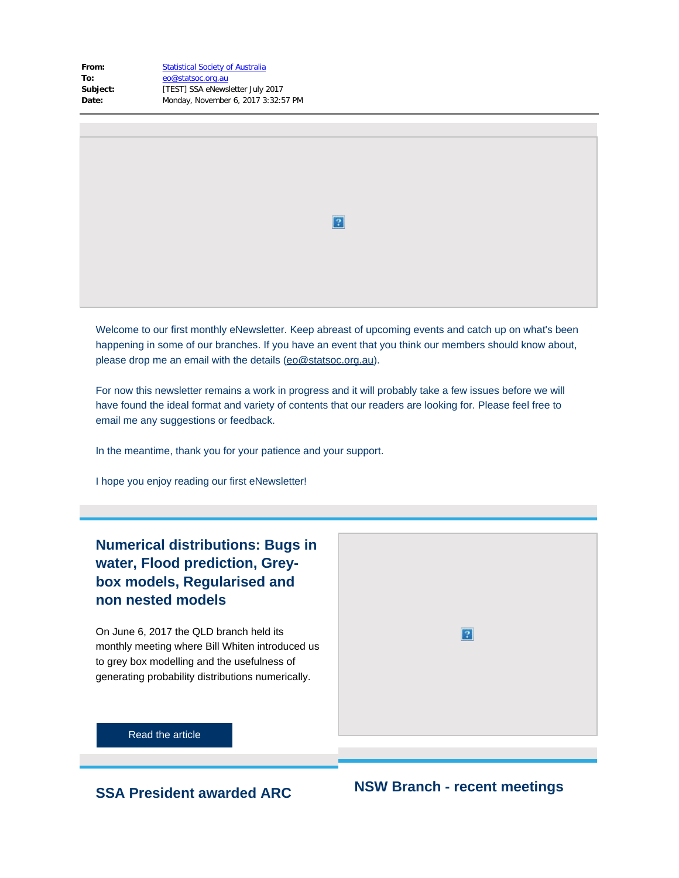**From:** Statistical Society of Australia
**To:** eo@statsoc.org.au
**Subject:** [TEST] SSA eNewsletter July 2017
**Date:** Monday, November 6, 2017 3:32:57 PM

---

Welcome to our first monthly eNewsletter. Keep abreast of upcoming events and catch up on what's been happening in some of our branches. If you have an event that you think our members should know about, please drop me an email with the details (eo@statsoc.org.au).

For now this newsletter remains a work in progress and it will probably take a few issues before we will have found the ideal format and variety of contents that our readers are looking for. Please feel free to email me any suggestions or feedback.

In the meantime, thank you for your patience and your support.

I hope you enjoy reading our first eNewsletter!

## Numerical distributions: Bugs in water, Flood prediction, Grey-box models, Regularised and non nested models

On June 6, 2017 the QLD branch held its monthly meeting where Bill Whiten introduced us to grey box modelling and the usefulness of generating probability distributions numerically.

Read the article

## SSA President awarded ARC

## NSW Branch - recent meetings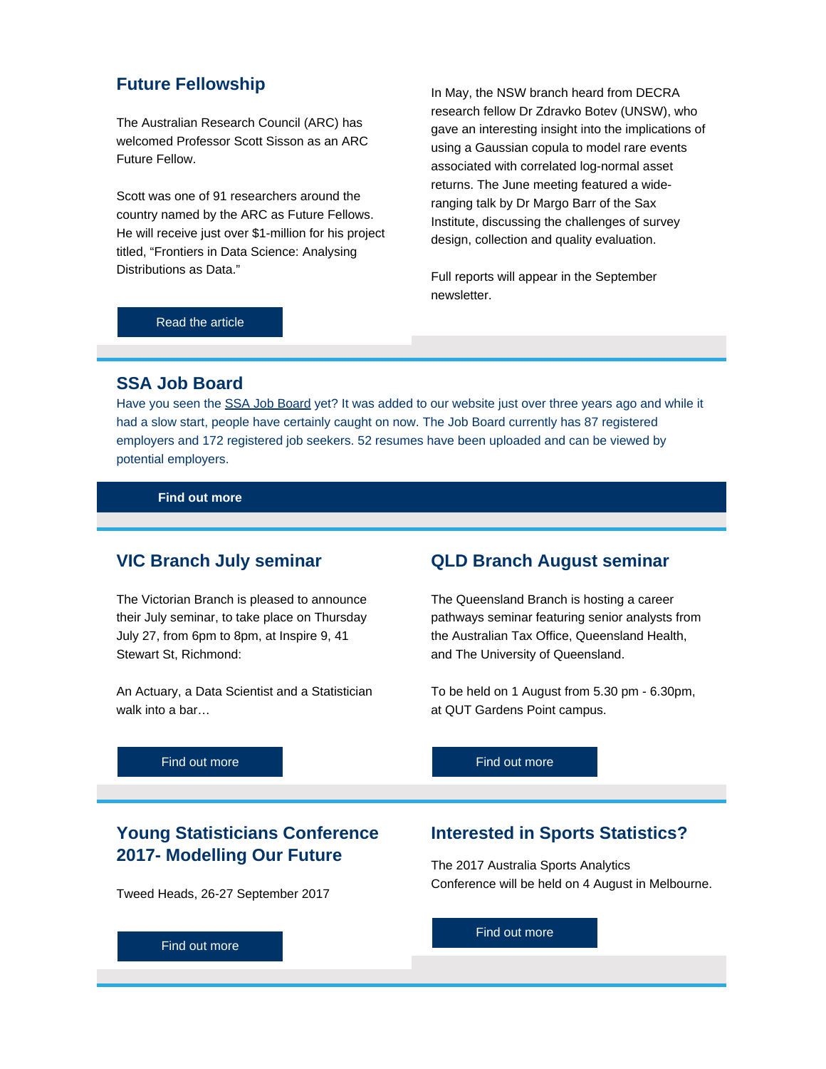## Future Fellowship

The Australian Research Council (ARC) has welcomed Professor Scott Sisson as an ARC Future Fellow.

Scott was one of 91 researchers around the country named by the ARC as Future Fellows. He will receive just over $1-million for his project titled, "Frontiers in Data Science: Analysing Distributions as Data."

Read the article

In May, the NSW branch heard from DECRA research fellow Dr Zdravko Botev (UNSW), who gave an interesting insight into the implications of using a Gaussian copula to model rare events associated with correlated log-normal asset returns. The June meeting featured a wide-ranging talk by Dr Margo Barr of the Sax Institute, discussing the challenges of survey design, collection and quality evaluation.

Full reports will appear in the September newsletter.

## SSA Job Board

Have you seen the SSA Job Board yet? It was added to our website just over three years ago and while it had a slow start, people have certainly caught on now. The Job Board currently has 87 registered employers and 172 registered job seekers. 52 resumes have been uploaded and can be viewed by potential employers.

**Find out more**

## VIC Branch July seminar

The Victorian Branch is pleased to announce their July seminar, to take place on Thursday July 27, from 6pm to 8pm, at Inspire 9, 41 Stewart St, Richmond:

An Actuary, a Data Scientist and a Statistician walk into a bar…

Find out more

## QLD Branch August seminar

The Queensland Branch is hosting a career pathways seminar featuring senior analysts from the Australian Tax Office, Queensland Health, and The University of Queensland.

To be held on 1 August from 5.30 pm - 6.30pm, at QUT Gardens Point campus.

Find out more

## Young Statisticians Conference 2017- Modelling Our Future

Tweed Heads, 26-27 September 2017

Find out more

## Interested in Sports Statistics?

The 2017 Australia Sports Analytics Conference will be held on 4 August in Melbourne.

Find out more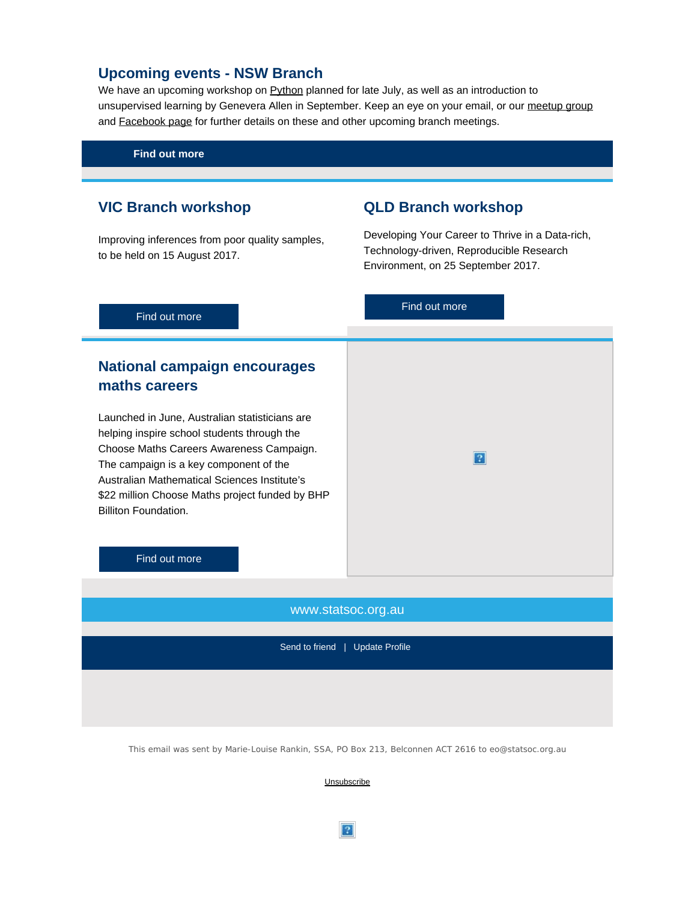## Upcoming events - NSW Branch

We have an upcoming workshop on Python planned for late July, as well as an introduction to unsupervised learning by Genevera Allen in September. Keep an eye on your email, or our meetup group and Facebook page for further details on these and other upcoming branch meetings.

**Find out more**

## VIC Branch workshop

Improving inferences from poor quality samples, to be held on 15 August 2017.

Find out more

## QLD Branch workshop

Developing Your Career to Thrive in a Data-rich, Technology-driven, Reproducible Research Environment, on 25 September 2017.

Find out more

## National campaign encourages maths careers

Launched in June, Australian statisticians are helping inspire school students through the Choose Maths Careers Awareness Campaign. The campaign is a key component of the Australian Mathematical Sciences Institute's $22 million Choose Maths project funded by BHP Billiton Foundation.

Find out more

www.statsoc.org.au

Send to friend | Update Profile

This email was sent by Marie-Louise Rankin, SSA, PO Box 213, Belconnen ACT 2616 to eo@statsoc.org.au

Unsubscribe